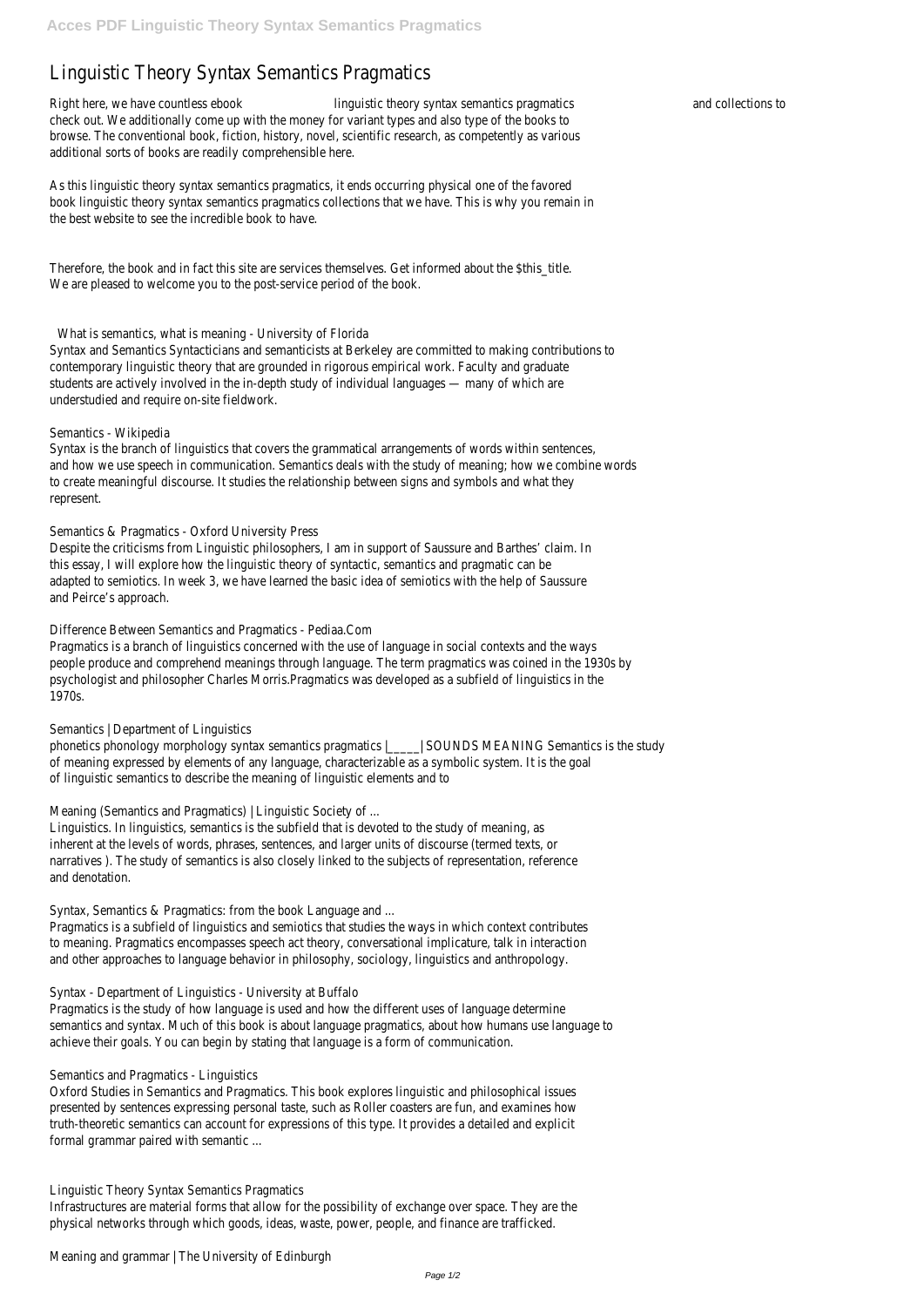# Linguistic Theory Syntax Semantics Pragmatics

Right here, we have countless ebook linguistic theory syntax semantics pragmatics and collections to check out. We additionally come up with the money for variant types and also type of the books to browse. The conventional book, fiction, history, novel, scientific research, as competently as various additional sorts of books are readily comprehensible here.

As this linguistic theory syntax semantics pragmatics, it ends occurring physical one of the favored book linguistic theory syntax semantics pragmatics collections that we have. This is why you remain in the best website to see the incredible book to have.

Therefore, the book and in fact this site are services themselves. Get informed about the $this_title. We are pleased to welcome you to the post-service period of the book.

## What is semantics, what is meaning - University of Florida

Syntax and Semantics Syntacticians and semanticists at Berkeley are committed to making contributions to contemporary linguistic theory that are grounded in rigorous empirical work. Faculty and graduate students are actively involved in the in-depth study of individual languages — many of which are understudied and require on-site fieldwork.

## Semantics - Wikipedia

Syntax is the branch of linguistics that covers the grammatical arrangements of words within sentences, and how we use speech in communication. Semantics deals with the study of meaning; how we combine words to create meaningful discourse. It studies the relationship between signs and symbols and what they represent.

## Semantics & Pragmatics - Oxford University Press

Despite the criticisms from Linguistic philosophers, I am in support of Saussure and Barthes' claim. In this essay, I will explore how the linguistic theory of syntactic, semantics and pragmatic can be adapted to semiotics. In week 3, we have learned the basic idea of semiotics with the help of Saussure and Peirce's approach.

## Difference Between Semantics and Pragmatics - Pediaa.Com

Pragmatics is a branch of linguistics concerned with the use of language in social contexts and the ways people produce and comprehend meanings through language. The term pragmatics was coined in the 1930s by psychologist and philosopher Charles Morris.Pragmatics was developed as a subfield of linguistics in the 1970s.

## Semantics | Department of Linguistics

phonetics phonology morphology syntax semantics pragmatics |_____| SOUNDS MEANING Semantics is the study of meaning expressed by elements of any language, characterizable as a symbolic system. It is the goal of linguistic semantics to describe the meaning of linguistic elements and to

## Meaning (Semantics and Pragmatics) | Linguistic Society of ...

Linguistics. In linguistics, semantics is the subfield that is devoted to the study of meaning, as inherent at the levels of words, phrases, sentences, and larger units of discourse (termed texts, or narratives ). The study of semantics is also closely linked to the subjects of representation, reference and denotation.

## Syntax, Semantics & Pragmatics: from the book Language and ...

Pragmatics is a subfield of linguistics and semiotics that studies the ways in which context contributes to meaning. Pragmatics encompasses speech act theory, conversational implicature, talk in interaction and other approaches to language behavior in philosophy, sociology, linguistics and anthropology.

## Syntax - Department of Linguistics - University at Buffalo

Pragmatics is the study of how language is used and how the different uses of language determine semantics and syntax. Much of this book is about language pragmatics, about how humans use language to achieve their goals. You can begin by stating that language is a form of communication.

## Semantics and Pragmatics - Linguistics

Oxford Studies in Semantics and Pragmatics. This book explores linguistic and philosophical issues presented by sentences expressing personal taste, such as Roller coasters are fun, and examines how truth-theoretic semantics can account for expressions of this type. It provides a detailed and explicit formal grammar paired with semantic ...

## Linguistic Theory Syntax Semantics Pragmatics

Infrastructures are material forms that allow for the possibility of exchange over space. They are the physical networks through which goods, ideas, waste, power, people, and finance are trafficked.

## Meaning and grammar | The University of Edinburgh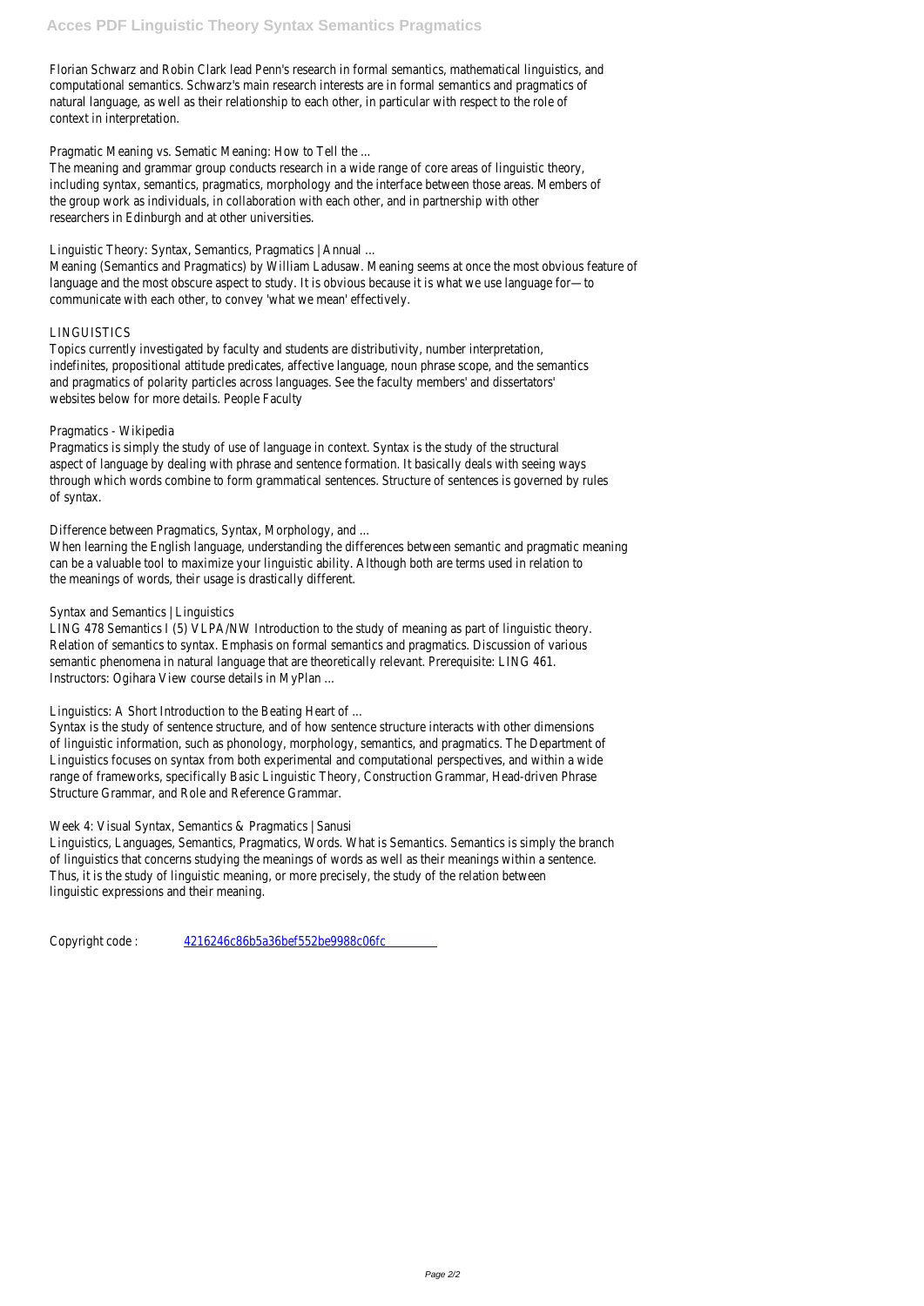Florian Schwarz and Robin Clark lead Penn's research in formal semantics, mathematical linguistics, and computational semantics. Schwarz's main research interests are in formal semantics and pragmatics of natural language, as well as their relationship to each other, in particular with respect to the role of context in interpretation.

Pragmatic Meaning vs. Sematic Meaning: How to Tell the ...

The meaning and grammar group conducts research in a wide range of core areas of linguistic theory, including syntax, semantics, pragmatics, morphology and the interface between those areas. Members of the group work as individuals, in collaboration with each other, and in partnership with other researchers in Edinburgh and at other universities.

Linguistic Theory: Syntax, Semantics, Pragmatics | Annual ...

Meaning (Semantics and Pragmatics) by William Ladusaw. Meaning seems at once the most obvious feature of language and the most obscure aspect to study. It is obvious because it is what we use language for—to communicate with each other, to convey 'what we mean' effectively.

LINGUISTICS

Topics currently investigated by faculty and students are distributivity, number interpretation, indefinites, propositional attitude predicates, affective language, noun phrase scope, and the semantics and pragmatics of polarity particles across languages. See the faculty members' and dissertators' websites below for more details. People Faculty

Pragmatics - Wikipedia

Pragmatics is simply the study of use of language in context. Syntax is the study of the structural aspect of language by dealing with phrase and sentence formation. It basically deals with seeing ways through which words combine to form grammatical sentences. Structure of sentences is governed by rules of syntax.

Difference between Pragmatics, Syntax, Morphology, and ...

When learning the English language, understanding the differences between semantic and pragmatic meaning can be a valuable tool to maximize your linguistic ability. Although both are terms used in relation to the meanings of words, their usage is drastically different.

Syntax and Semantics | Linguistics

LING 478 Semantics I (5) VLPA/NW Introduction to the study of meaning as part of linguistic theory. Relation of semantics to syntax. Emphasis on formal semantics and pragmatics. Discussion of various semantic phenomena in natural language that are theoretically relevant. Prerequisite: LING 461. Instructors: Ogihara View course details in MyPlan ...

Linguistics: A Short Introduction to the Beating Heart of ...

Syntax is the study of sentence structure, and of how sentence structure interacts with other dimensions of linguistic information, such as phonology, morphology, semantics, and pragmatics. The Department of Linguistics focuses on syntax from both experimental and computational perspectives, and within a wide range of frameworks, specifically Basic Linguistic Theory, Construction Grammar, Head-driven Phrase Structure Grammar, and Role and Reference Grammar.

Week 4: Visual Syntax, Semantics & Pragmatics | Sanusi

Linguistics, Languages, Semantics, Pragmatics, Words. What is Semantics. Semantics is simply the branch of linguistics that concerns studying the meanings of words as well as their meanings within a sentence. Thus, it is the study of linguistic meaning, or more precisely, the study of the relation between linguistic expressions and their meaning.

Copyright code : 4216246c86b5a36bef552be9988c06fc